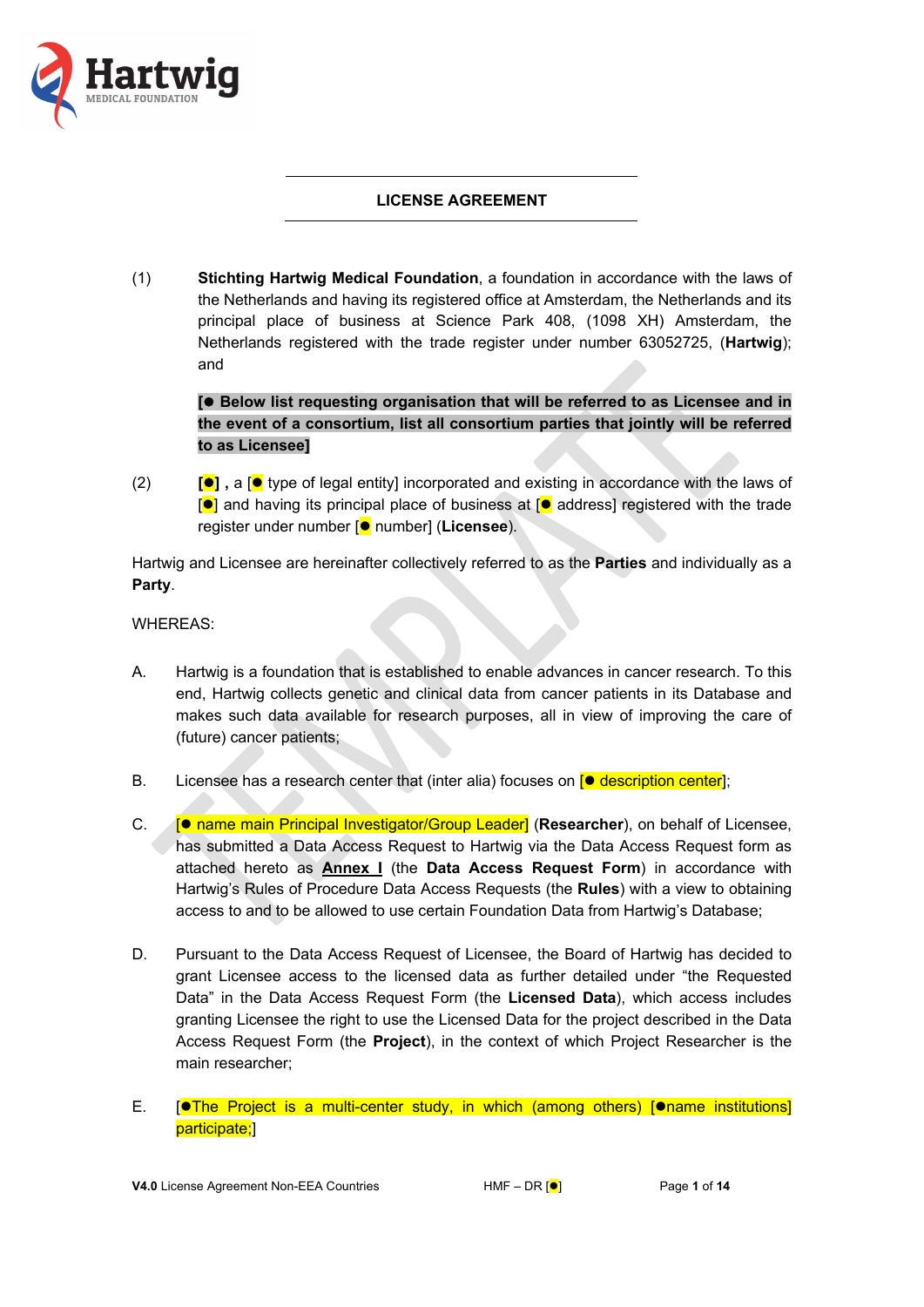# LICENSE AGREEMENT

(1) **Stichting Hartwig Medical Foundation**, a foundation in accordance with the laws of the Netherlands and having its registered office at Amsterdam, the Netherlands and its principal place of business at Science Park 408, (1098 XH) Amsterdam, the Netherlands registered with the trade register under number 63052725, (**Hartwig**); and

**[● Below list requesting organisation that will be referred to as Licensee and in the event of a consortium, list all consortium parties that jointly will be referred to as Licensee]**

(2) **[●] ,** a [● type of legal entity] incorporated and existing in accordance with the laws of [●] and having its principal place of business at [● address] registered with the trade register under number [● number] (**Licensee**).

Hartwig and Licensee are hereinafter collectively referred to as the **Parties** and individually as a **Party**.

WHEREAS:

A. Hartwig is a foundation that is established to enable advances in cancer research. To this end, Hartwig collects genetic and clinical data from cancer patients in its Database and makes such data available for research purposes, all in view of improving the care of (future) cancer patients;

B. Licensee has a research center that (inter alia) focuses on [● description center];

C. [● name main Principal Investigator/Group Leader] (**Researcher**), on behalf of Licensee, has submitted a Data Access Request to Hartwig via the Data Access Request form as attached hereto as **Annex I** (the **Data Access Request Form**) in accordance with Hartwig's Rules of Procedure Data Access Requests (the **Rules**) with a view to obtaining access to and to be allowed to use certain Foundation Data from Hartwig's Database;

D. Pursuant to the Data Access Request of Licensee, the Board of Hartwig has decided to grant Licensee access to the licensed data as further detailed under "the Requested Data" in the Data Access Request Form (the **Licensed Data**), which access includes granting Licensee the right to use the Licensed Data for the project described in the Data Access Request Form (the **Project**), in the context of which Project Researcher is the main researcher;

E. [●The Project is a multi-center study, in which (among others) [●name institutions] participate;]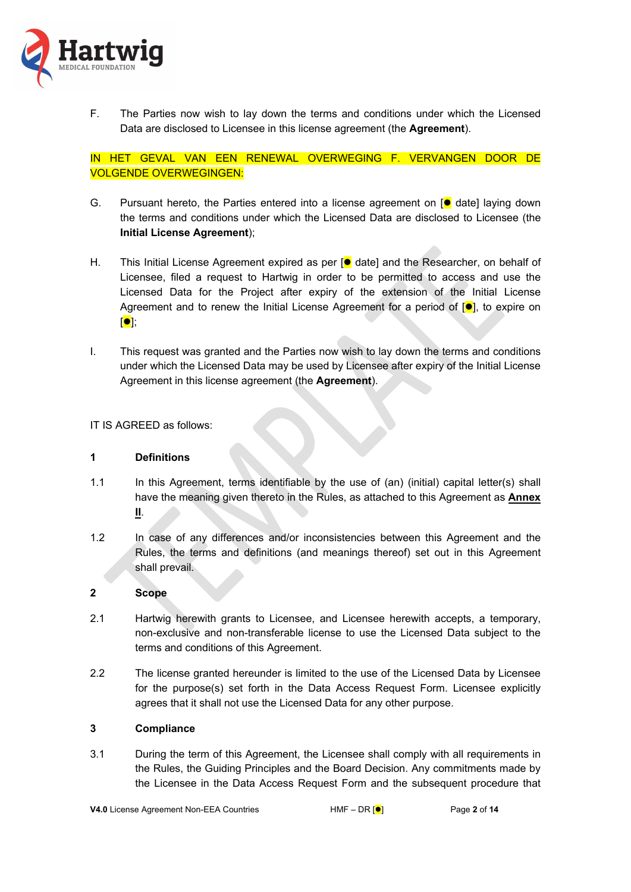F. The Parties now wish to lay down the terms and conditions under which the Licensed Data are disclosed to Licensee in this license agreement (the **Agreement**).

IN HET GEVAL VAN EEN RENEWAL OVERWEGING F. VERVANGEN DOOR DE VOLGENDE OVERWEGINGEN:

G. Pursuant hereto, the Parties entered into a license agreement on [● date] laying down the terms and conditions under which the Licensed Data are disclosed to Licensee (the **Initial License Agreement**);

H. This Initial License Agreement expired as per [● date] and the Researcher, on behalf of Licensee, filed a request to Hartwig in order to be permitted to access and use the Licensed Data for the Project after expiry of the extension of the Initial License Agreement and to renew the Initial License Agreement for a period of [●], to expire on [●];

I. This request was granted and the Parties now wish to lay down the terms and conditions under which the Licensed Data may be used by Licensee after expiry of the Initial License Agreement in this license agreement (the **Agreement**).

IT IS AGREED as follows:

## 1 Definitions

1.1 In this Agreement, terms identifiable by the use of (an) (initial) capital letter(s) shall have the meaning given thereto in the Rules, as attached to this Agreement as **Annex II**.

1.2 In case of any differences and/or inconsistencies between this Agreement and the Rules, the terms and definitions (and meanings thereof) set out in this Agreement shall prevail.

## 2 Scope

2.1 Hartwig herewith grants to Licensee, and Licensee herewith accepts, a temporary, non-exclusive and non-transferable license to use the Licensed Data subject to the terms and conditions of this Agreement.

2.2 The license granted hereunder is limited to the use of the Licensed Data by Licensee for the purpose(s) set forth in the Data Access Request Form. Licensee explicitly agrees that it shall not use the Licensed Data for any other purpose.

## 3 Compliance

3.1 During the term of this Agreement, the Licensee shall comply with all requirements in the Rules, the Guiding Principles and the Board Decision. Any commitments made by the Licensee in the Data Access Request Form and the subsequent procedure that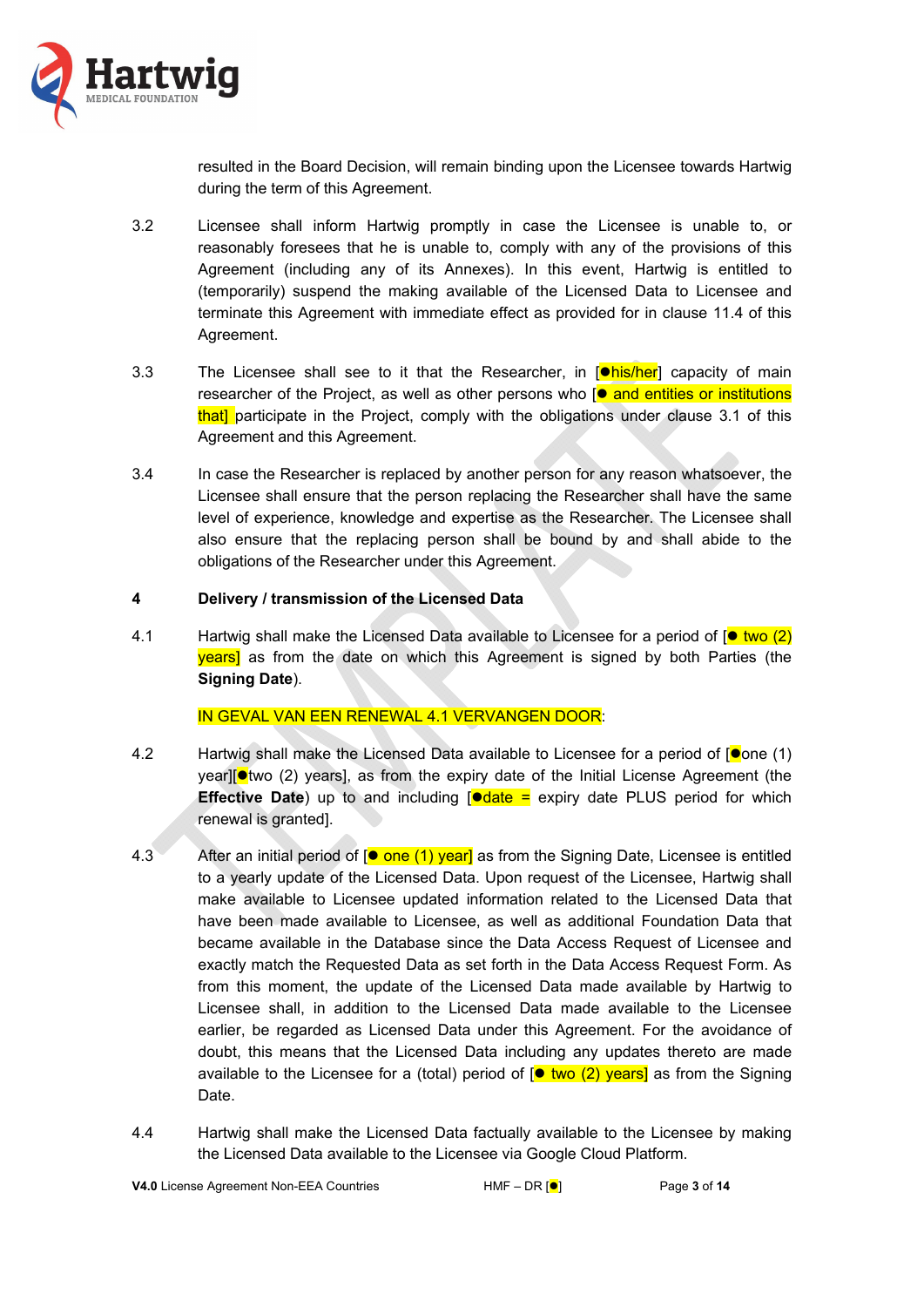resulted in the Board Decision, will remain binding upon the Licensee towards Hartwig during the term of this Agreement.

3.2 Licensee shall inform Hartwig promptly in case the Licensee is unable to, or reasonably foresees that he is unable to, comply with any of the provisions of this Agreement (including any of its Annexes). In this event, Hartwig is entitled to (temporarily) suspend the making available of the Licensed Data to Licensee and terminate this Agreement with immediate effect as provided for in clause 11.4 of this Agreement.

3.3 The Licensee shall see to it that the Researcher, in [●his/her] capacity of main researcher of the Project, as well as other persons who [● and entities or institutions that] participate in the Project, comply with the obligations under clause 3.1 of this Agreement and this Agreement.

3.4 In case the Researcher is replaced by another person for any reason whatsoever, the Licensee shall ensure that the person replacing the Researcher shall have the same level of experience, knowledge and expertise as the Researcher. The Licensee shall also ensure that the replacing person shall be bound by and shall abide to the obligations of the Researcher under this Agreement.

## 4 Delivery / transmission of the Licensed Data

4.1 Hartwig shall make the Licensed Data available to Licensee for a period of [● two (2) years] as from the date on which this Agreement is signed by both Parties (the **Signing Date**).

IN GEVAL VAN EEN RENEWAL 4.1 VERVANGEN DOOR:

4.2 Hartwig shall make the Licensed Data available to Licensee for a period of [●one (1) year][●two (2) years], as from the expiry date of the Initial License Agreement (the **Effective Date**) up to and including [●date = expiry date PLUS period for which renewal is granted].

4.3 After an initial period of [● one (1) year] as from the Signing Date, Licensee is entitled to a yearly update of the Licensed Data. Upon request of the Licensee, Hartwig shall make available to Licensee updated information related to the Licensed Data that have been made available to Licensee, as well as additional Foundation Data that became available in the Database since the Data Access Request of Licensee and exactly match the Requested Data as set forth in the Data Access Request Form. As from this moment, the update of the Licensed Data made available by Hartwig to Licensee shall, in addition to the Licensed Data made available to the Licensee earlier, be regarded as Licensed Data under this Agreement. For the avoidance of doubt, this means that the Licensed Data including any updates thereto are made available to the Licensee for a (total) period of [● two (2) years] as from the Signing Date.

4.4 Hartwig shall make the Licensed Data factually available to the Licensee by making the Licensed Data available to the Licensee via Google Cloud Platform.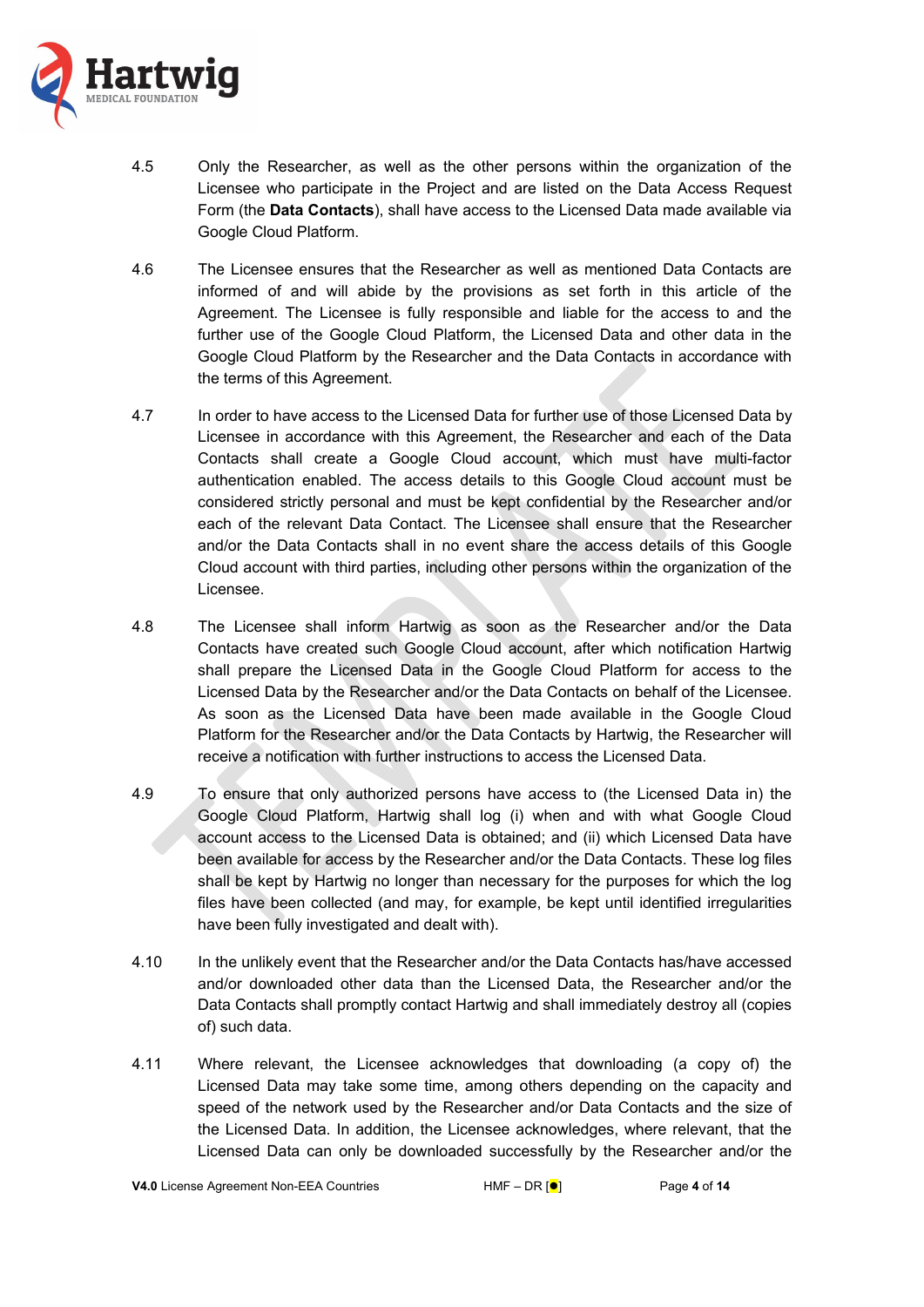4.5 Only the Researcher, as well as the other persons within the organization of the Licensee who participate in the Project and are listed on the Data Access Request Form (the **Data Contacts**), shall have access to the Licensed Data made available via Google Cloud Platform.

4.6 The Licensee ensures that the Researcher as well as mentioned Data Contacts are informed of and will abide by the provisions as set forth in this article of the Agreement. The Licensee is fully responsible and liable for the access to and the further use of the Google Cloud Platform, the Licensed Data and other data in the Google Cloud Platform by the Researcher and the Data Contacts in accordance with the terms of this Agreement.

4.7 In order to have access to the Licensed Data for further use of those Licensed Data by Licensee in accordance with this Agreement, the Researcher and each of the Data Contacts shall create a Google Cloud account, which must have multi-factor authentication enabled. The access details to this Google Cloud account must be considered strictly personal and must be kept confidential by the Researcher and/or each of the relevant Data Contact. The Licensee shall ensure that the Researcher and/or the Data Contacts shall in no event share the access details of this Google Cloud account with third parties, including other persons within the organization of the Licensee.

4.8 The Licensee shall inform Hartwig as soon as the Researcher and/or the Data Contacts have created such Google Cloud account, after which notification Hartwig shall prepare the Licensed Data in the Google Cloud Platform for access to the Licensed Data by the Researcher and/or the Data Contacts on behalf of the Licensee. As soon as the Licensed Data have been made available in the Google Cloud Platform for the Researcher and/or the Data Contacts by Hartwig, the Researcher will receive a notification with further instructions to access the Licensed Data.

4.9 To ensure that only authorized persons have access to (the Licensed Data in) the Google Cloud Platform, Hartwig shall log (i) when and with what Google Cloud account access to the Licensed Data is obtained; and (ii) which Licensed Data have been available for access by the Researcher and/or the Data Contacts. These log files shall be kept by Hartwig no longer than necessary for the purposes for which the log files have been collected (and may, for example, be kept until identified irregularities have been fully investigated and dealt with).

4.10 In the unlikely event that the Researcher and/or the Data Contacts has/have accessed and/or downloaded other data than the Licensed Data, the Researcher and/or the Data Contacts shall promptly contact Hartwig and shall immediately destroy all (copies of) such data.

4.11 Where relevant, the Licensee acknowledges that downloading (a copy of) the Licensed Data may take some time, among others depending on the capacity and speed of the network used by the Researcher and/or Data Contacts and the size of the Licensed Data. In addition, the Licensee acknowledges, where relevant, that the Licensed Data can only be downloaded successfully by the Researcher and/or the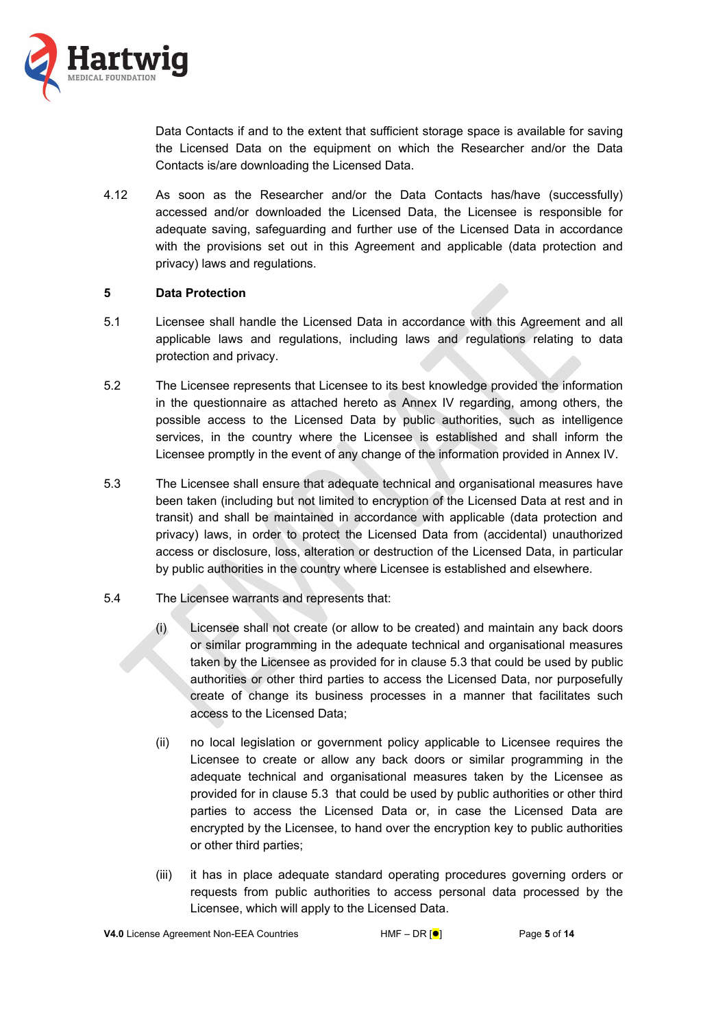Data Contacts if and to the extent that sufficient storage space is available for saving the Licensed Data on the equipment on which the Researcher and/or the Data Contacts is/are downloading the Licensed Data.

4.12 As soon as the Researcher and/or the Data Contacts has/have (successfully) accessed and/or downloaded the Licensed Data, the Licensee is responsible for adequate saving, safeguarding and further use of the Licensed Data in accordance with the provisions set out in this Agreement and applicable (data protection and privacy) laws and regulations.

**5 Data Protection**

5.1 Licensee shall handle the Licensed Data in accordance with this Agreement and all applicable laws and regulations, including laws and regulations relating to data protection and privacy.

5.2 The Licensee represents that Licensee to its best knowledge provided the information in the questionnaire as attached hereto as Annex IV regarding, among others, the possible access to the Licensed Data by public authorities, such as intelligence services, in the country where the Licensee is established and shall inform the Licensee promptly in the event of any change of the information provided in Annex IV.

5.3 The Licensee shall ensure that adequate technical and organisational measures have been taken (including but not limited to encryption of the Licensed Data at rest and in transit) and shall be maintained in accordance with applicable (data protection and privacy) laws, in order to protect the Licensed Data from (accidental) unauthorized access or disclosure, loss, alteration or destruction of the Licensed Data, in particular by public authorities in the country where Licensee is established and elsewhere.

5.4 The Licensee warrants and represents that:

(i) Licensee shall not create (or allow to be created) and maintain any back doors or similar programming in the adequate technical and organisational measures taken by the Licensee as provided for in clause 5.3 that could be used by public authorities or other third parties to access the Licensed Data, nor purposefully create of change its business processes in a manner that facilitates such access to the Licensed Data;

(ii) no local legislation or government policy applicable to Licensee requires the Licensee to create or allow any back doors or similar programming in the adequate technical and organisational measures taken by the Licensee as provided for in clause 5.3 that could be used by public authorities or other third parties to access the Licensed Data or, in case the Licensed Data are encrypted by the Licensee, to hand over the encryption key to public authorities or other third parties;

(iii) it has in place adequate standard operating procedures governing orders or requests from public authorities to access personal data processed by the Licensee, which will apply to the Licensed Data.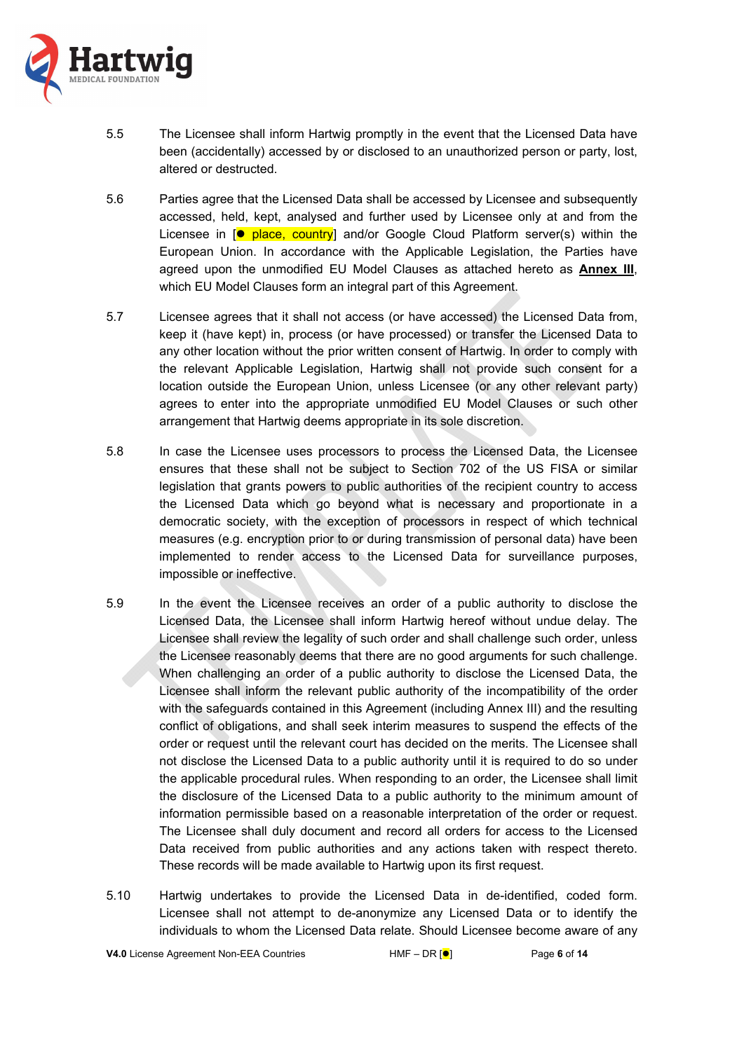5.5 The Licensee shall inform Hartwig promptly in the event that the Licensed Data have been (accidentally) accessed by or disclosed to an unauthorized person or party, lost, altered or destructed.

5.6 Parties agree that the Licensed Data shall be accessed by Licensee and subsequently accessed, held, kept, analysed and further used by Licensee only at and from the Licensee in [● place, country] and/or Google Cloud Platform server(s) within the European Union. In accordance with the Applicable Legislation, the Parties have agreed upon the unmodified EU Model Clauses as attached hereto as **Annex III**, which EU Model Clauses form an integral part of this Agreement.

5.7 Licensee agrees that it shall not access (or have accessed) the Licensed Data from, keep it (have kept) in, process (or have processed) or transfer the Licensed Data to any other location without the prior written consent of Hartwig. In order to comply with the relevant Applicable Legislation, Hartwig shall not provide such consent for a location outside the European Union, unless Licensee (or any other relevant party) agrees to enter into the appropriate unmodified EU Model Clauses or such other arrangement that Hartwig deems appropriate in its sole discretion.

5.8 In case the Licensee uses processors to process the Licensed Data, the Licensee ensures that these shall not be subject to Section 702 of the US FISA or similar legislation that grants powers to public authorities of the recipient country to access the Licensed Data which go beyond what is necessary and proportionate in a democratic society, with the exception of processors in respect of which technical measures (e.g. encryption prior to or during transmission of personal data) have been implemented to render access to the Licensed Data for surveillance purposes, impossible or ineffective.

5.9 In the event the Licensee receives an order of a public authority to disclose the Licensed Data, the Licensee shall inform Hartwig hereof without undue delay. The Licensee shall review the legality of such order and shall challenge such order, unless the Licensee reasonably deems that there are no good arguments for such challenge. When challenging an order of a public authority to disclose the Licensed Data, the Licensee shall inform the relevant public authority of the incompatibility of the order with the safeguards contained in this Agreement (including Annex III) and the resulting conflict of obligations, and shall seek interim measures to suspend the effects of the order or request until the relevant court has decided on the merits. The Licensee shall not disclose the Licensed Data to a public authority until it is required to do so under the applicable procedural rules. When responding to an order, the Licensee shall limit the disclosure of the Licensed Data to a public authority to the minimum amount of information permissible based on a reasonable interpretation of the order or request. The Licensee shall duly document and record all orders for access to the Licensed Data received from public authorities and any actions taken with respect thereto. These records will be made available to Hartwig upon its first request.

5.10 Hartwig undertakes to provide the Licensed Data in de-identified, coded form. Licensee shall not attempt to de-anonymize any Licensed Data or to identify the individuals to whom the Licensed Data relate. Should Licensee become aware of any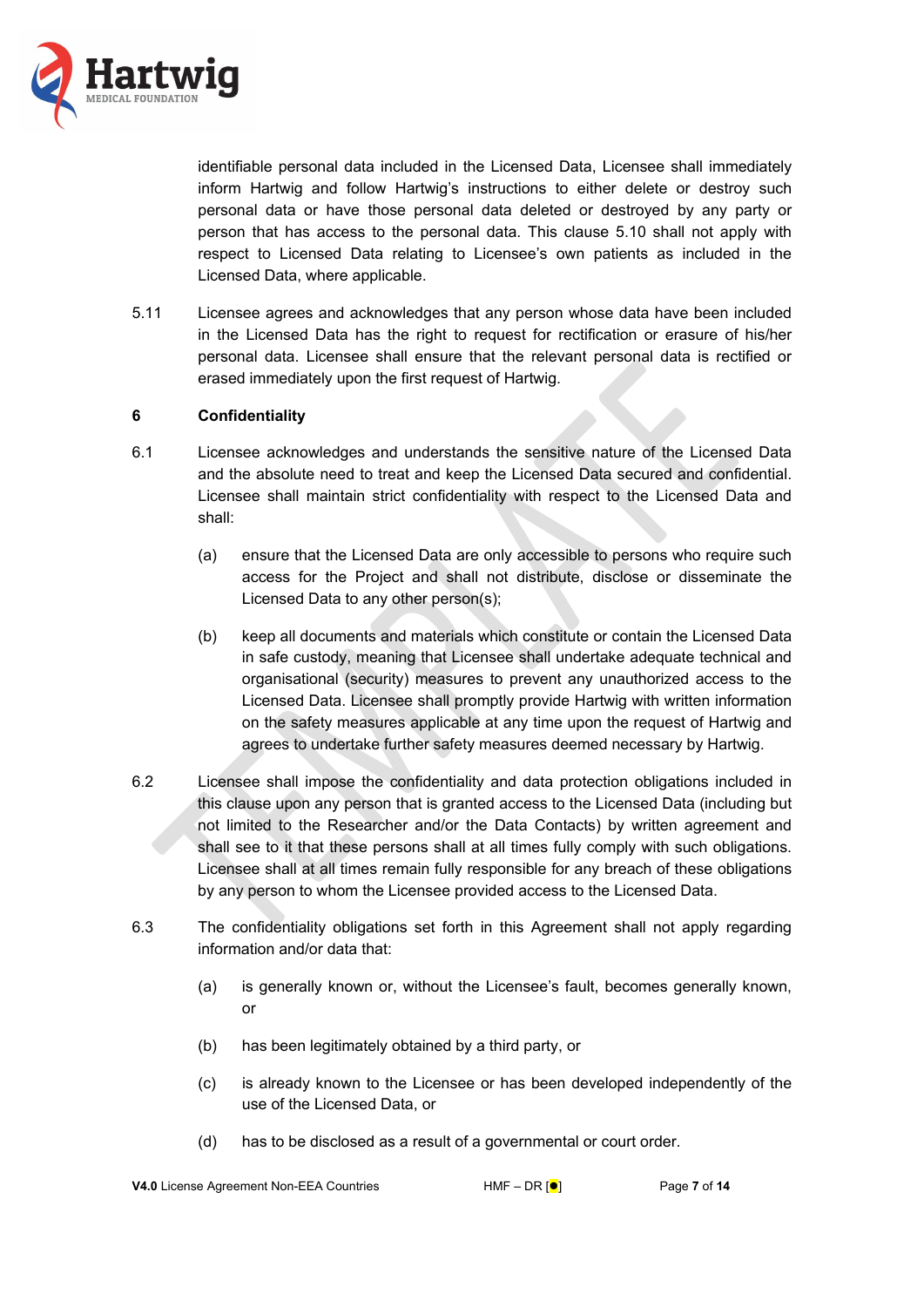identifiable personal data included in the Licensed Data, Licensee shall immediately inform Hartwig and follow Hartwig's instructions to either delete or destroy such personal data or have those personal data deleted or destroyed by any party or person that has access to the personal data. This clause 5.10 shall not apply with respect to Licensed Data relating to Licensee's own patients as included in the Licensed Data, where applicable.

5.11 Licensee agrees and acknowledges that any person whose data have been included in the Licensed Data has the right to request for rectification or erasure of his/her personal data. Licensee shall ensure that the relevant personal data is rectified or erased immediately upon the first request of Hartwig.

## 6 Confidentiality

6.1 Licensee acknowledges and understands the sensitive nature of the Licensed Data and the absolute need to treat and keep the Licensed Data secured and confidential. Licensee shall maintain strict confidentiality with respect to the Licensed Data and shall:

(a) ensure that the Licensed Data are only accessible to persons who require such access for the Project and shall not distribute, disclose or disseminate the Licensed Data to any other person(s);

(b) keep all documents and materials which constitute or contain the Licensed Data in safe custody, meaning that Licensee shall undertake adequate technical and organisational (security) measures to prevent any unauthorized access to the Licensed Data. Licensee shall promptly provide Hartwig with written information on the safety measures applicable at any time upon the request of Hartwig and agrees to undertake further safety measures deemed necessary by Hartwig.

6.2 Licensee shall impose the confidentiality and data protection obligations included in this clause upon any person that is granted access to the Licensed Data (including but not limited to the Researcher and/or the Data Contacts) by written agreement and shall see to it that these persons shall at all times fully comply with such obligations. Licensee shall at all times remain fully responsible for any breach of these obligations by any person to whom the Licensee provided access to the Licensed Data.

6.3 The confidentiality obligations set forth in this Agreement shall not apply regarding information and/or data that:

(a) is generally known or, without the Licensee's fault, becomes generally known, or

(b) has been legitimately obtained by a third party, or

(c) is already known to the Licensee or has been developed independently of the use of the Licensed Data, or

(d) has to be disclosed as a result of a governmental or court order.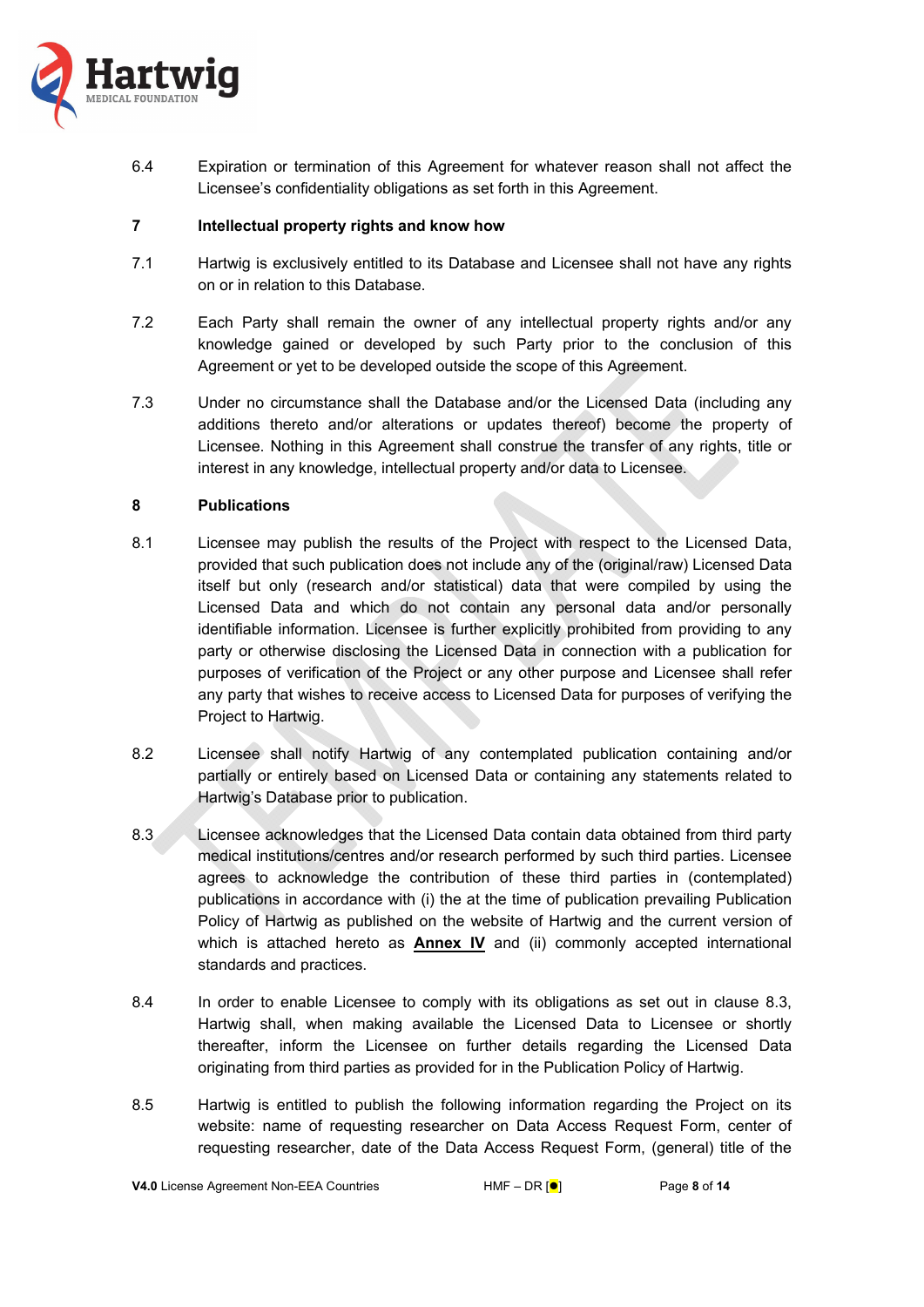6.4 Expiration or termination of this Agreement for whatever reason shall not affect the Licensee's confidentiality obligations as set forth in this Agreement.

**7 Intellectual property rights and know how**

7.1 Hartwig is exclusively entitled to its Database and Licensee shall not have any rights on or in relation to this Database.

7.2 Each Party shall remain the owner of any intellectual property rights and/or any knowledge gained or developed by such Party prior to the conclusion of this Agreement or yet to be developed outside the scope of this Agreement.

7.3 Under no circumstance shall the Database and/or the Licensed Data (including any additions thereto and/or alterations or updates thereof) become the property of Licensee. Nothing in this Agreement shall construe the transfer of any rights, title or interest in any knowledge, intellectual property and/or data to Licensee.

**8 Publications**

8.1 Licensee may publish the results of the Project with respect to the Licensed Data, provided that such publication does not include any of the (original/raw) Licensed Data itself but only (research and/or statistical) data that were compiled by using the Licensed Data and which do not contain any personal data and/or personally identifiable information. Licensee is further explicitly prohibited from providing to any party or otherwise disclosing the Licensed Data in connection with a publication for purposes of verification of the Project or any other purpose and Licensee shall refer any party that wishes to receive access to Licensed Data for purposes of verifying the Project to Hartwig.

8.2 Licensee shall notify Hartwig of any contemplated publication containing and/or partially or entirely based on Licensed Data or containing any statements related to Hartwig's Database prior to publication.

8.3 Licensee acknowledges that the Licensed Data contain data obtained from third party medical institutions/centres and/or research performed by such third parties. Licensee agrees to acknowledge the contribution of these third parties in (contemplated) publications in accordance with (i) the at the time of publication prevailing Publication Policy of Hartwig as published on the website of Hartwig and the current version of which is attached hereto as **Annex IV** and (ii) commonly accepted international standards and practices.

8.4 In order to enable Licensee to comply with its obligations as set out in clause 8.3, Hartwig shall, when making available the Licensed Data to Licensee or shortly thereafter, inform the Licensee on further details regarding the Licensed Data originating from third parties as provided for in the Publication Policy of Hartwig.

8.5 Hartwig is entitled to publish the following information regarding the Project on its website: name of requesting researcher on Data Access Request Form, center of requesting researcher, date of the Data Access Request Form, (general) title of the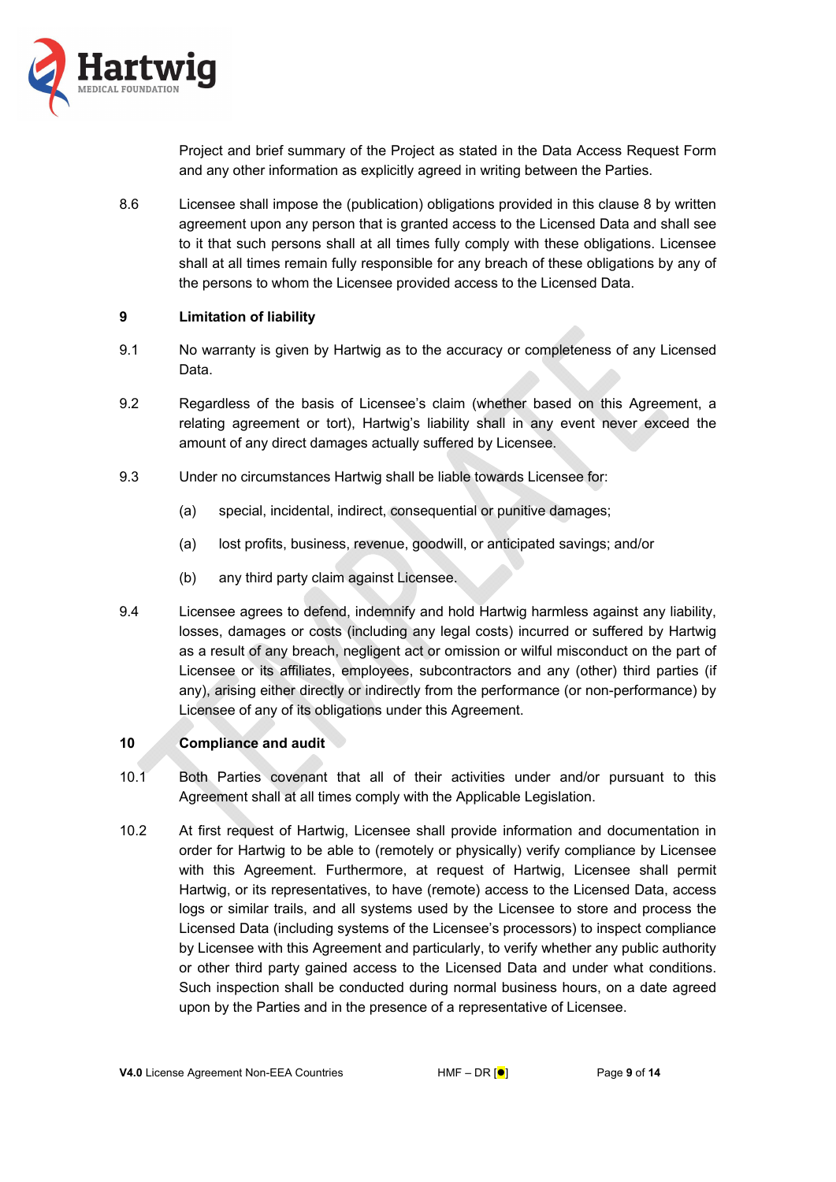Project and brief summary of the Project as stated in the Data Access Request Form and any other information as explicitly agreed in writing between the Parties.

8.6 Licensee shall impose the (publication) obligations provided in this clause 8 by written agreement upon any person that is granted access to the Licensed Data and shall see to it that such persons shall at all times fully comply with these obligations. Licensee shall at all times remain fully responsible for any breach of these obligations by any of the persons to whom the Licensee provided access to the Licensed Data.

## 9 Limitation of liability

9.1 No warranty is given by Hartwig as to the accuracy or completeness of any Licensed Data.

9.2 Regardless of the basis of Licensee's claim (whether based on this Agreement, a relating agreement or tort), Hartwig's liability shall in any event never exceed the amount of any direct damages actually suffered by Licensee.

9.3 Under no circumstances Hartwig shall be liable towards Licensee for:

(a) special, incidental, indirect, consequential or punitive damages;

(a) lost profits, business, revenue, goodwill, or anticipated savings; and/or

(b) any third party claim against Licensee.

9.4 Licensee agrees to defend, indemnify and hold Hartwig harmless against any liability, losses, damages or costs (including any legal costs) incurred or suffered by Hartwig as a result of any breach, negligent act or omission or wilful misconduct on the part of Licensee or its affiliates, employees, subcontractors and any (other) third parties (if any), arising either directly or indirectly from the performance (or non-performance) by Licensee of any of its obligations under this Agreement.

## 10 Compliance and audit

10.1 Both Parties covenant that all of their activities under and/or pursuant to this Agreement shall at all times comply with the Applicable Legislation.

10.2 At first request of Hartwig, Licensee shall provide information and documentation in order for Hartwig to be able to (remotely or physically) verify compliance by Licensee with this Agreement. Furthermore, at request of Hartwig, Licensee shall permit Hartwig, or its representatives, to have (remote) access to the Licensed Data, access logs or similar trails, and all systems used by the Licensee to store and process the Licensed Data (including systems of the Licensee's processors) to inspect compliance by Licensee with this Agreement and particularly, to verify whether any public authority or other third party gained access to the Licensed Data and under what conditions. Such inspection shall be conducted during normal business hours, on a date agreed upon by the Parties and in the presence of a representative of Licensee.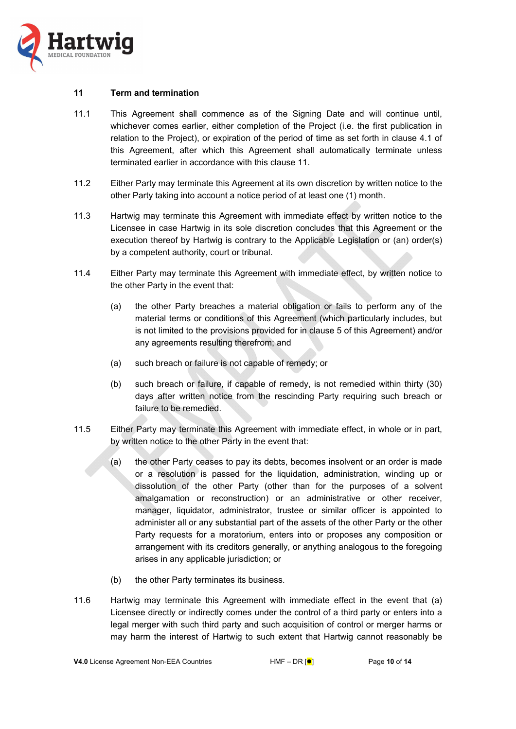## 11 Term and termination

11.1 This Agreement shall commence as of the Signing Date and will continue until, whichever comes earlier, either completion of the Project (i.e. the first publication in relation to the Project), or expiration of the period of time as set forth in clause 4.1 of this Agreement, after which this Agreement shall automatically terminate unless terminated earlier in accordance with this clause 11.

11.2 Either Party may terminate this Agreement at its own discretion by written notice to the other Party taking into account a notice period of at least one (1) month.

11.3 Hartwig may terminate this Agreement with immediate effect by written notice to the Licensee in case Hartwig in its sole discretion concludes that this Agreement or the execution thereof by Hartwig is contrary to the Applicable Legislation or (an) order(s) by a competent authority, court or tribunal.

11.4 Either Party may terminate this Agreement with immediate effect, by written notice to the other Party in the event that:

(a) the other Party breaches a material obligation or fails to perform any of the material terms or conditions of this Agreement (which particularly includes, but is not limited to the provisions provided for in clause 5 of this Agreement) and/or any agreements resulting therefrom; and

(a) such breach or failure is not capable of remedy; or

(b) such breach or failure, if capable of remedy, is not remedied within thirty (30) days after written notice from the rescinding Party requiring such breach or failure to be remedied.

11.5 Either Party may terminate this Agreement with immediate effect, in whole or in part, by written notice to the other Party in the event that:

(a) the other Party ceases to pay its debts, becomes insolvent or an order is made or a resolution is passed for the liquidation, administration, winding up or dissolution of the other Party (other than for the purposes of a solvent amalgamation or reconstruction) or an administrative or other receiver, manager, liquidator, administrator, trustee or similar officer is appointed to administer all or any substantial part of the assets of the other Party or the other Party requests for a moratorium, enters into or proposes any composition or arrangement with its creditors generally, or anything analogous to the foregoing arises in any applicable jurisdiction; or

(b) the other Party terminates its business.

11.6 Hartwig may terminate this Agreement with immediate effect in the event that (a) Licensee directly or indirectly comes under the control of a third party or enters into a legal merger with such third party and such acquisition of control or merger harms or may harm the interest of Hartwig to such extent that Hartwig cannot reasonably be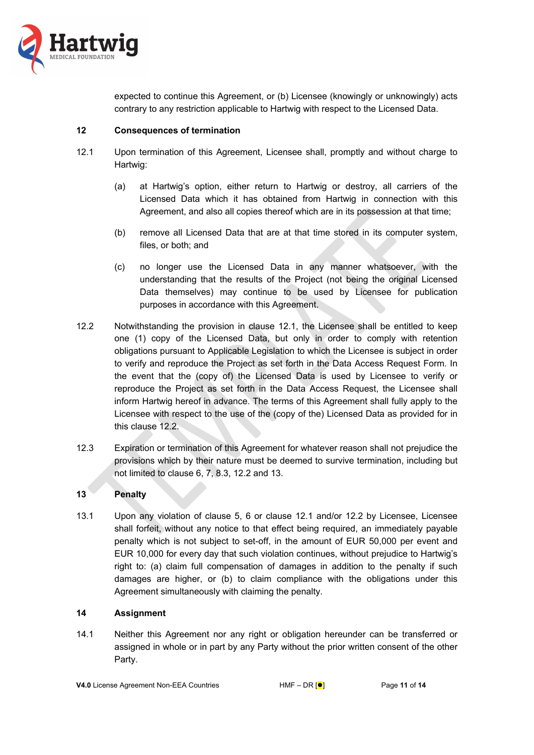expected to continue this Agreement, or (b) Licensee (knowingly or unknowingly) acts contrary to any restriction applicable to Hartwig with respect to the Licensed Data.

## 12 Consequences of termination

12.1 Upon termination of this Agreement, Licensee shall, promptly and without charge to Hartwig:

(a) at Hartwig's option, either return to Hartwig or destroy, all carriers of the Licensed Data which it has obtained from Hartwig in connection with this Agreement, and also all copies thereof which are in its possession at that time;

(b) remove all Licensed Data that are at that time stored in its computer system, files, or both; and

(c) no longer use the Licensed Data in any manner whatsoever, with the understanding that the results of the Project (not being the original Licensed Data themselves) may continue to be used by Licensee for publication purposes in accordance with this Agreement.

12.2 Notwithstanding the provision in clause 12.1, the Licensee shall be entitled to keep one (1) copy of the Licensed Data, but only in order to comply with retention obligations pursuant to Applicable Legislation to which the Licensee is subject in order to verify and reproduce the Project as set forth in the Data Access Request Form. In the event that the (copy of) the Licensed Data is used by Licensee to verify or reproduce the Project as set forth in the Data Access Request, the Licensee shall inform Hartwig hereof in advance. The terms of this Agreement shall fully apply to the Licensee with respect to the use of the (copy of the) Licensed Data as provided for in this clause 12.2.

12.3 Expiration or termination of this Agreement for whatever reason shall not prejudice the provisions which by their nature must be deemed to survive termination, including but not limited to clause 6, 7, 8.3, 12.2 and 13.

## 13 Penalty

13.1 Upon any violation of clause 5, 6 or clause 12.1 and/or 12.2 by Licensee, Licensee shall forfeit, without any notice to that effect being required, an immediately payable penalty which is not subject to set-off, in the amount of EUR 50,000 per event and EUR 10,000 for every day that such violation continues, without prejudice to Hartwig's right to: (a) claim full compensation of damages in addition to the penalty if such damages are higher, or (b) to claim compliance with the obligations under this Agreement simultaneously with claiming the penalty.

## 14 Assignment

14.1 Neither this Agreement nor any right or obligation hereunder can be transferred or assigned in whole or in part by any Party without the prior written consent of the other Party.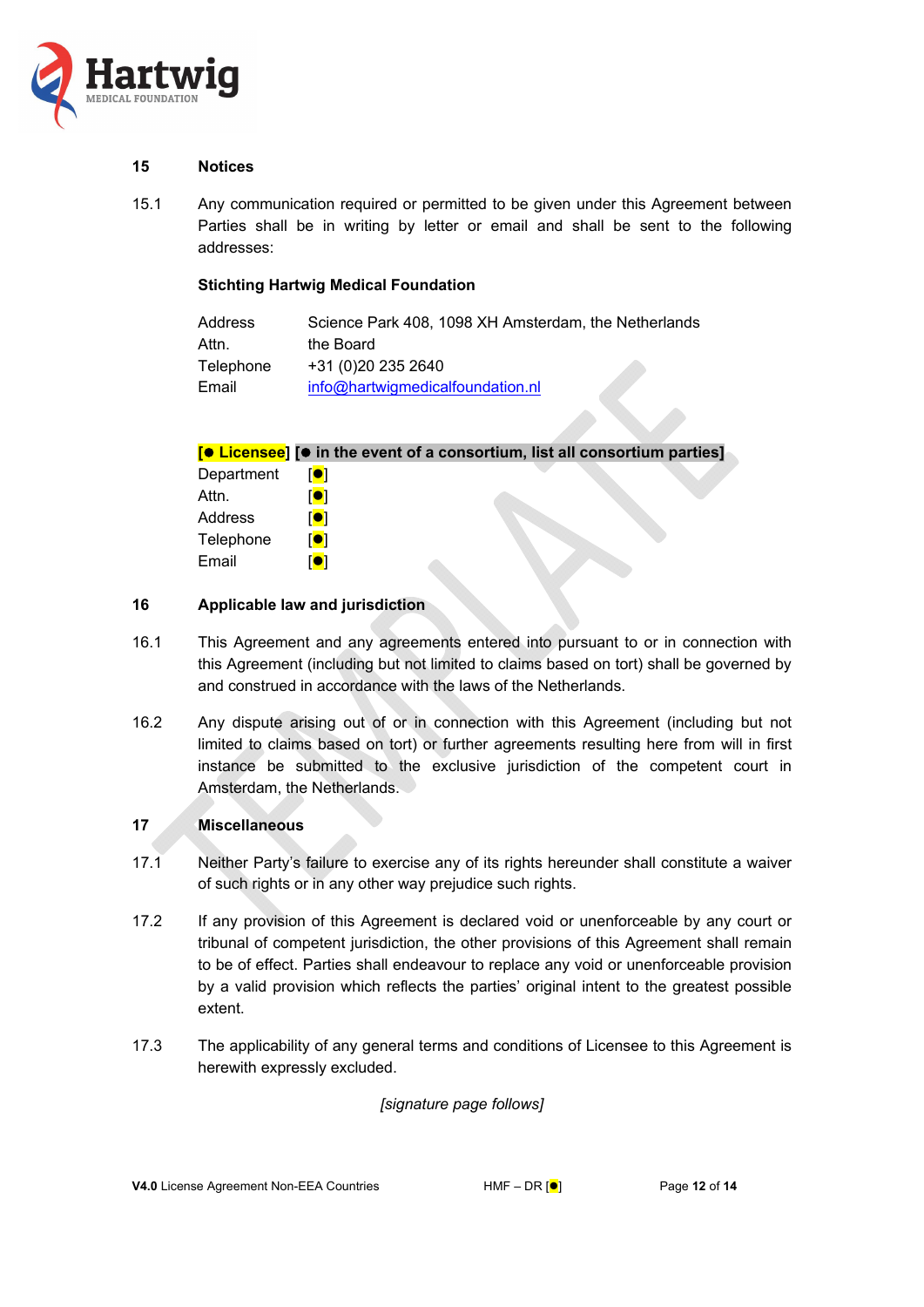## 15 Notices

15.1 Any communication required or permitted to be given under this Agreement between Parties shall be in writing by letter or email and shall be sent to the following addresses:

**Stichting Hartwig Medical Foundation**

| | |
|---|---|
| Address | Science Park 408, 1098 XH Amsterdam, the Netherlands |
| Attn. | the Board |
| Telephone | +31 (0)20 235 2640 |
| Email | info@hartwigmedicalfoundation.nl |

**[● Licensee] [● in the event of a consortium, list all consortium parties]**

| | |
|---|---|
| Department | [●] |
| Attn. | [●] |
| Address | [●] |
| Telephone | [●] |
| Email | [●] |

## 16 Applicable law and jurisdiction

16.1 This Agreement and any agreements entered into pursuant to or in connection with this Agreement (including but not limited to claims based on tort) shall be governed by and construed in accordance with the laws of the Netherlands.

16.2 Any dispute arising out of or in connection with this Agreement (including but not limited to claims based on tort) or further agreements resulting here from will in first instance be submitted to the exclusive jurisdiction of the competent court in Amsterdam, the Netherlands.

## 17 Miscellaneous

17.1 Neither Party's failure to exercise any of its rights hereunder shall constitute a waiver of such rights or in any other way prejudice such rights.

17.2 If any provision of this Agreement is declared void or unenforceable by any court or tribunal of competent jurisdiction, the other provisions of this Agreement shall remain to be of effect. Parties shall endeavour to replace any void or unenforceable provision by a valid provision which reflects the parties' original intent to the greatest possible extent.

17.3 The applicability of any general terms and conditions of Licensee to this Agreement is herewith expressly excluded.

*[signature page follows]*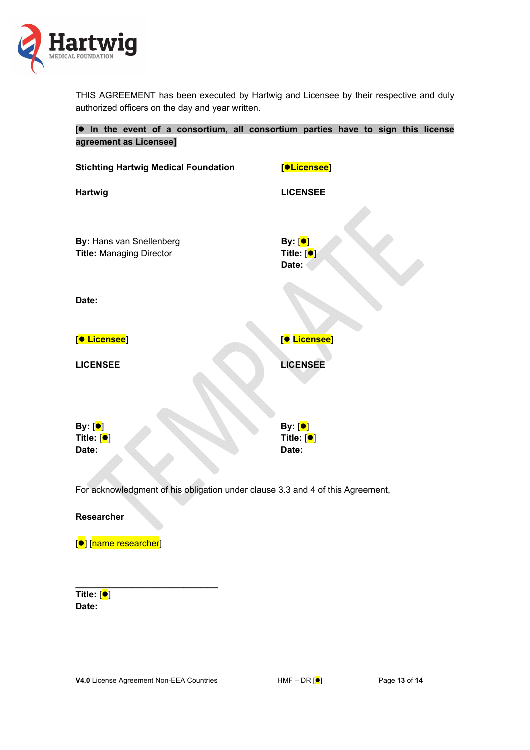THIS AGREEMENT has been executed by Hartwig and Licensee by their respective and duly authorized officers on the day and year written.

**[● In the event of a consortium, all consortium parties have to sign this license agreement as Licensee]**

**Stichting Hartwig Medical Foundation**

**Hartwig**

**By:** Hans van Snellenberg
**Title:** Managing Director

**Date:**

**[●Licensee]**

**LICENSEE**

**By:** [●]
**Title:** [●]
**Date:**

**[● Licensee]**

**LICENSEE**

**By:** [●]
**Title:** [●]
**Date:**

**[● Licensee]**

**LICENSEE**

**By:** [●]
**Title:** [●]
**Date:**

For acknowledgment of his obligation under clause 3.3 and 4 of this Agreement,

**Researcher**

[●] [name researcher]

**Title:** [●]
**Date:**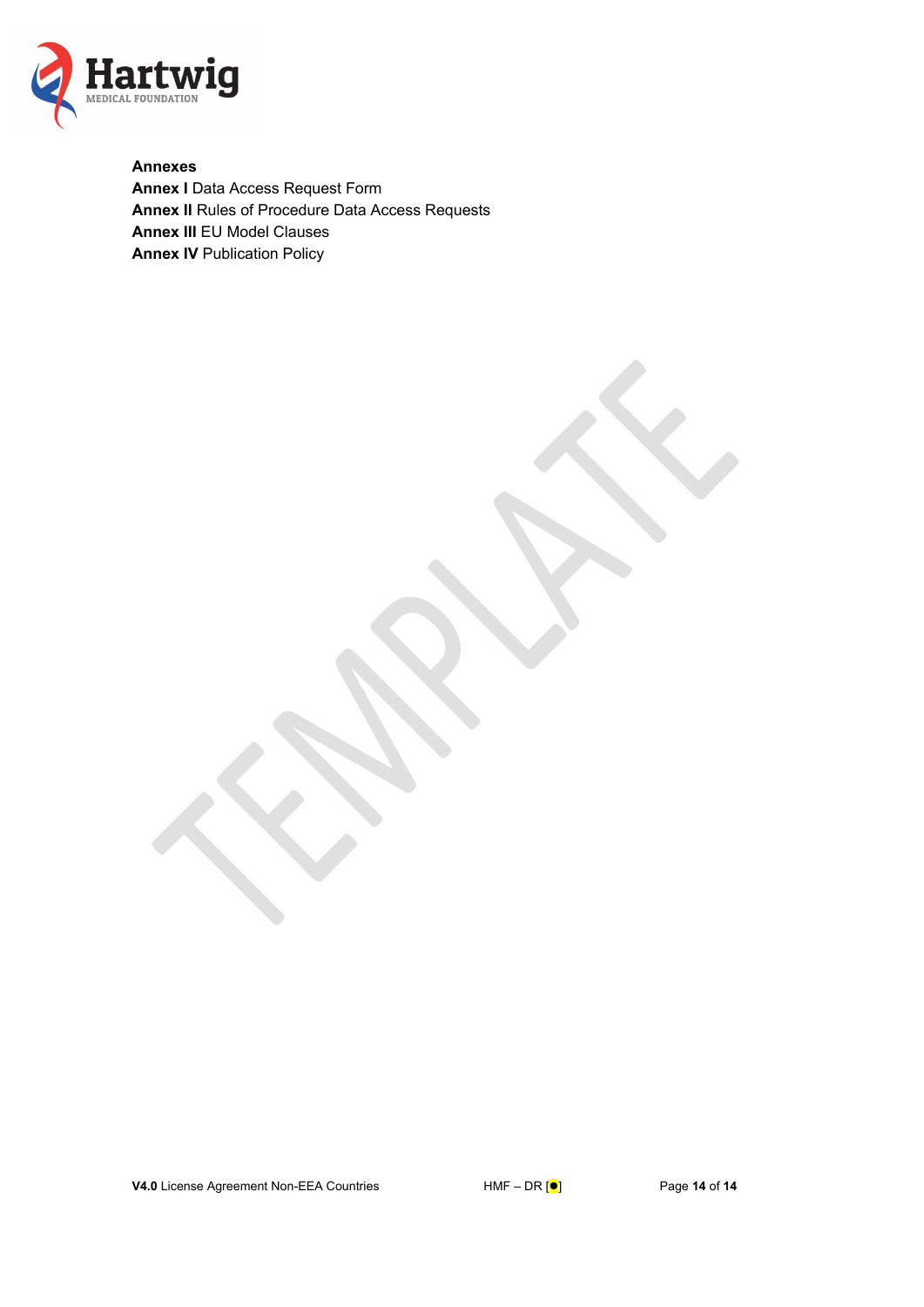**Annexes**

**Annex I** Data Access Request Form

**Annex II** Rules of Procedure Data Access Requests

**Annex III** EU Model Clauses

**Annex IV** Publication Policy